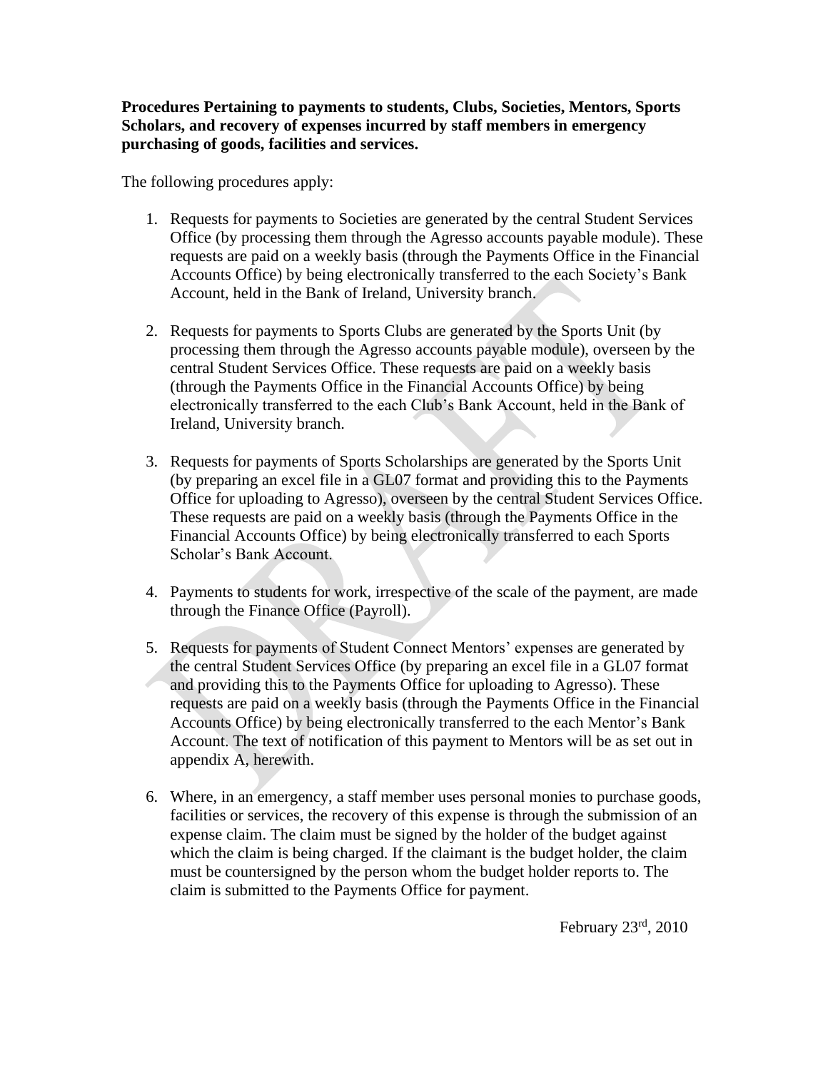**Procedures Pertaining to payments to students, Clubs, Societies, Mentors, Sports Scholars, and recovery of expenses incurred by staff members in emergency purchasing of goods, facilities and services.**

The following procedures apply:

1. Requests for payments to Societies are generated by the central Student Services Office (by processing them through the Agresso accounts payable module). These requests are paid on a weekly basis (through the Payments Office in the Financial Accounts Office) by being electronically transferred to the each Society's Bank Account, held in the Bank of Ireland, University branch.

2. Requests for payments to Sports Clubs are generated by the Sports Unit (by processing them through the Agresso accounts payable module), overseen by the central Student Services Office. These requests are paid on a weekly basis (through the Payments Office in the Financial Accounts Office) by being electronically transferred to the each Club's Bank Account, held in the Bank of Ireland, University branch.

3. Requests for payments of Sports Scholarships are generated by the Sports Unit (by preparing an excel file in a GL07 format and providing this to the Payments Office for uploading to Agresso), overseen by the central Student Services Office. These requests are paid on a weekly basis (through the Payments Office in the Financial Accounts Office) by being electronically transferred to each Sports Scholar's Bank Account.

4. Payments to students for work, irrespective of the scale of the payment, are made through the Finance Office (Payroll).

5. Requests for payments of Student Connect Mentors' expenses are generated by the central Student Services Office (by preparing an excel file in a GL07 format and providing this to the Payments Office for uploading to Agresso). These requests are paid on a weekly basis (through the Payments Office in the Financial Accounts Office) by being electronically transferred to the each Mentor's Bank Account. The text of notification of this payment to Mentors will be as set out in appendix A, herewith.

6. Where, in an emergency, a staff member uses personal monies to purchase goods, facilities or services, the recovery of this expense is through the submission of an expense claim. The claim must be signed by the holder of the budget against which the claim is being charged. If the claimant is the budget holder, the claim must be countersigned by the person whom the budget holder reports to. The claim is submitted to the Payments Office for payment.

February 23rd, 2010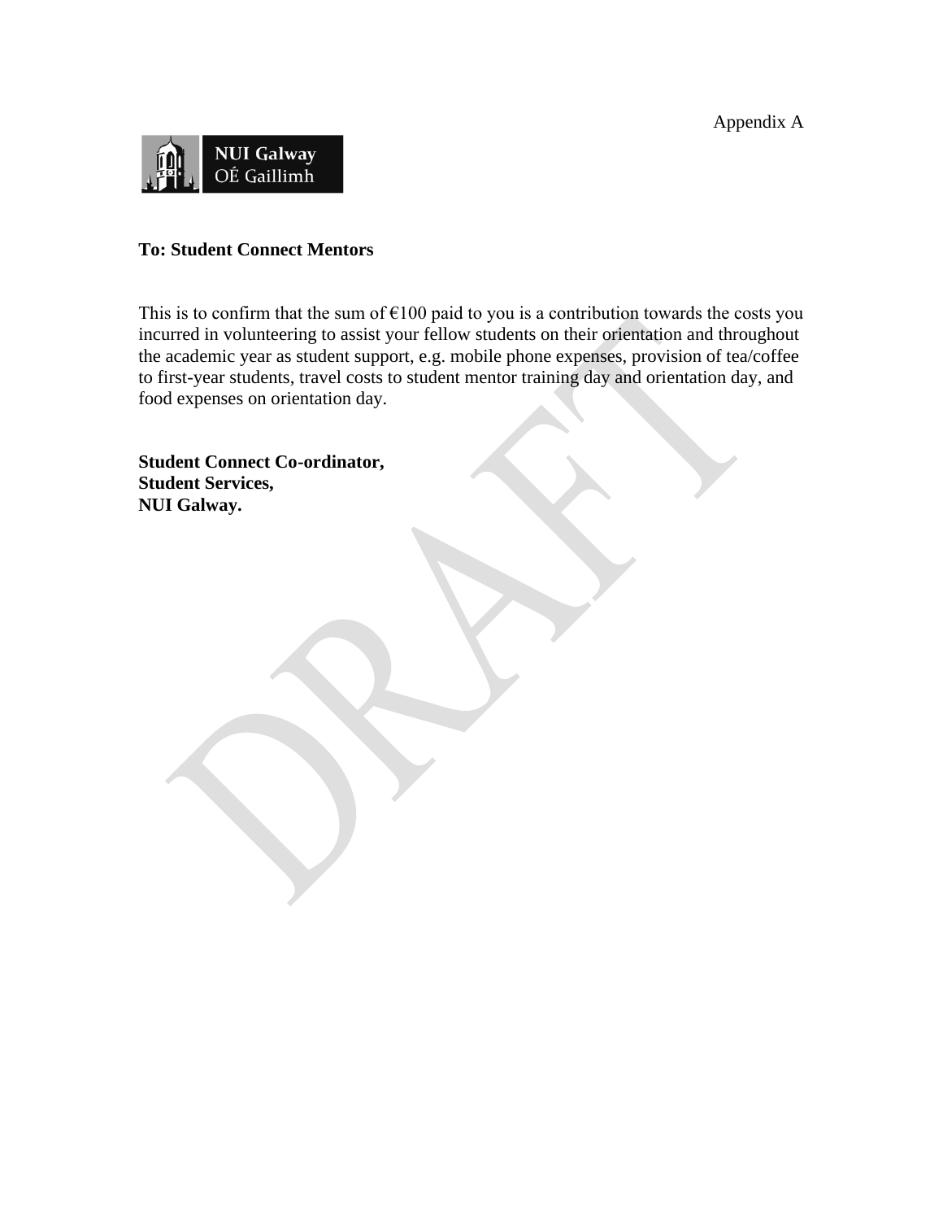Appendix A

NUI Galway
OÉ Gaillimh

**To: Student Connect Mentors**

This is to confirm that the sum of €100 paid to you is a contribution towards the costs you incurred in volunteering to assist your fellow students on their orientation and throughout the academic year as student support, e.g. mobile phone expenses, provision of tea/coffee to first-year students, travel costs to student mentor training day and orientation day, and food expenses on orientation day.

**Student Connect Co-ordinator,**
**Student Services,**
**NUI Galway.**

DRAFT